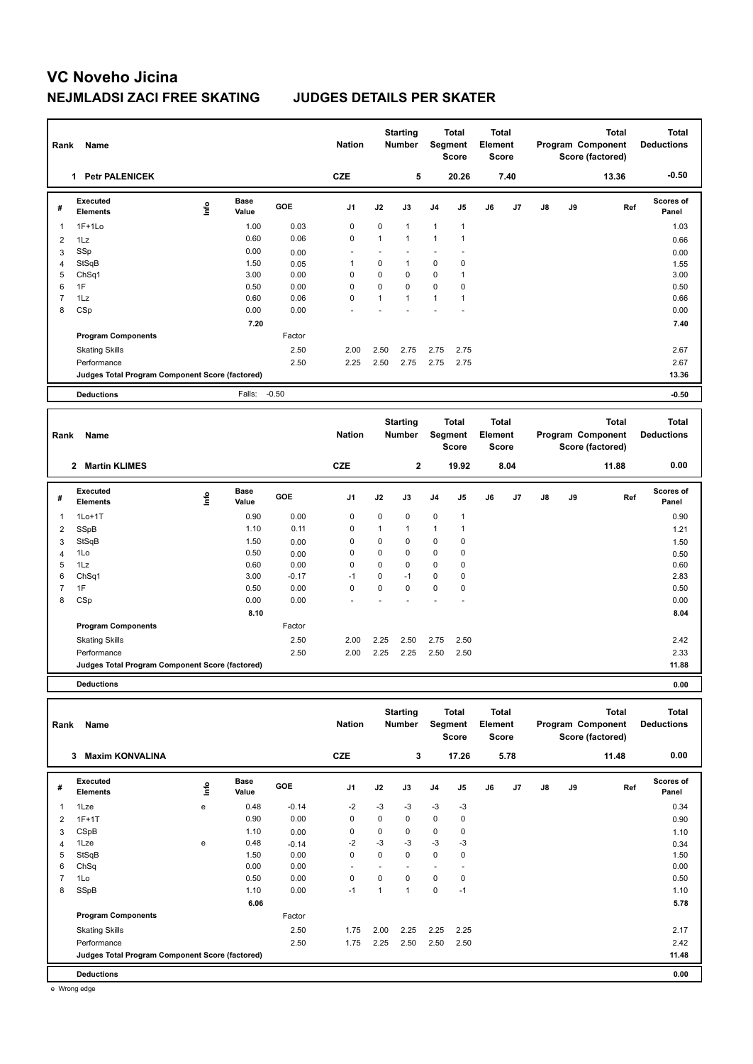# VC Noveho Jicina

## NEJMLADSI ZACI FREE SKATING JUDGES DETAILS PER SKATER

| Rank | Name | Nation | Starting Number | Total Segment Score | Total Element Score | Total Program Component Score (factored) | Total Deductions |
|---|---|---|---|---|---|---|---|
| 1 | Petr PALENICEK | CZE | 5 | 20.26 | 7.40 | 13.36 | -0.50 |

| # | Executed Elements | Info | Base Value | GOE | J1 | J2 | J3 | J4 | J5 | J6 | J7 | J8 | J9 | Ref | Scores of Panel |
|---|---|---|---|---|---|---|---|---|---|---|---|---|---|---|---|
| 1 | 1F+1Lo | | 1.00 | 0.03 | 0 | 0 | 1 | 1 | 1 | | | | | | 1.03 |
| 2 | 1Lz | | 0.60 | 0.06 | 0 | 1 | 1 | 1 | 1 | | | | | | 0.66 |
| 3 | SSp | | 0.00 | 0.00 | - | - | - | - | - | | | | | | 0.00 |
| 4 | StSqB | | 1.50 | 0.05 | 1 | 0 | 1 | 0 | 0 | | | | | | 1.55 |
| 5 | ChSq1 | | 3.00 | 0.00 | 0 | 0 | 0 | 0 | 1 | | | | | | 3.00 |
| 6 | 1F | | 0.50 | 0.00 | 0 | 0 | 0 | 0 | 0 | | | | | | 0.50 |
| 7 | 1Lz | | 0.60 | 0.06 | 0 | 1 | 1 | 1 | 1 | | | | | | 0.66 |
| 8 | CSp | | 0.00 | 0.00 | - | - | - | - | - | | | | | | 0.00 |
| | | | 7.20 | | | | | | | | | | | | 7.40 |
| | **Program Components** | | | Factor | | | | | | | | | | | |
| | Skating Skills | | | 2.50 | 2.00 | 2.50 | 2.75 | 2.75 | 2.75 | | | | | | 2.67 |
| | Performance | | | 2.50 | 2.25 | 2.50 | 2.75 | 2.75 | 2.75 | | | | | | 2.67 |
| | **Judges Total Program Component Score (factored)** | | | | | | | | | | | | | | 13.36 |
| | **Deductions** | | Falls: | -0.50 | | | | | | | | | | | -0.50 |

| Rank | Name | Nation | Starting Number | Total Segment Score | Total Element Score | Total Program Component Score (factored) | Total Deductions |
|---|---|---|---|---|---|---|---|
| 2 | Martin KLIMES | CZE | 2 | 19.92 | 8.04 | 11.88 | 0.00 |

| # | Executed Elements | Info | Base Value | GOE | J1 | J2 | J3 | J4 | J5 | J6 | J7 | J8 | J9 | Ref | Scores of Panel |
|---|---|---|---|---|---|---|---|---|---|---|---|---|---|---|---|
| 1 | 1Lo+1T | | 0.90 | 0.00 | 0 | 0 | 0 | 0 | 1 | | | | | | 0.90 |
| 2 | SSpB | | 1.10 | 0.11 | 0 | 1 | 1 | 1 | 1 | | | | | | 1.21 |
| 3 | StSqB | | 1.50 | 0.00 | 0 | 0 | 0 | 0 | 0 | | | | | | 1.50 |
| 4 | 1Lo | | 0.50 | 0.00 | 0 | 0 | 0 | 0 | 0 | | | | | | 0.50 |
| 5 | 1Lz | | 0.60 | 0.00 | 0 | 0 | 0 | 0 | 0 | | | | | | 0.60 |
| 6 | ChSq1 | | 3.00 | -0.17 | -1 | 0 | -1 | 0 | 0 | | | | | | 2.83 |
| 7 | 1F | | 0.50 | 0.00 | 0 | 0 | 0 | 0 | 0 | | | | | | 0.50 |
| 8 | CSp | | 0.00 | 0.00 | - | - | - | - | - | | | | | | 0.00 |
| | | | 8.10 | | | | | | | | | | | | 8.04 |
| | **Program Components** | | | Factor | | | | | | | | | | | |
| | Skating Skills | | | 2.50 | 2.00 | 2.25 | 2.50 | 2.75 | 2.50 | | | | | | 2.42 |
| | Performance | | | 2.50 | 2.00 | 2.25 | 2.25 | 2.50 | 2.50 | | | | | | 2.33 |
| | **Judges Total Program Component Score (factored)** | | | | | | | | | | | | | | 11.88 |
| | **Deductions** | | | | | | | | | | | | | | 0.00 |

| Rank | Name | Nation | Starting Number | Total Segment Score | Total Element Score | Total Program Component Score (factored) | Total Deductions |
|---|---|---|---|---|---|---|---|
| 3 | Maxim KONVALINA | CZE | 3 | 17.26 | 5.78 | 11.48 | 0.00 |

| # | Executed Elements | Info | Base Value | GOE | J1 | J2 | J3 | J4 | J5 | J6 | J7 | J8 | J9 | Ref | Scores of Panel |
|---|---|---|---|---|---|---|---|---|---|---|---|---|---|---|---|
| 1 | 1Lze | e | 0.48 | -0.14 | -2 | -3 | -3 | -3 | -3 | | | | | | 0.34 |
| 2 | 1F+1T | | 0.90 | 0.00 | 0 | 0 | 0 | 0 | 0 | | | | | | 0.90 |
| 3 | CSpB | | 1.10 | 0.00 | 0 | 0 | 0 | 0 | 0 | | | | | | 1.10 |
| 4 | 1Lze | e | 0.48 | -0.14 | -2 | -3 | -3 | -3 | -3 | | | | | | 0.34 |
| 5 | StSqB | | 1.50 | 0.00 | 0 | 0 | 0 | 0 | 0 | | | | | | 1.50 |
| 6 | ChSq | | 0.00 | 0.00 | - | - | - | - | - | | | | | | 0.00 |
| 7 | 1Lo | | 0.50 | 0.00 | 0 | 0 | 0 | 0 | 0 | | | | | | 0.50 |
| 8 | SSpB | | 1.10 | 0.00 | -1 | 1 | 1 | 0 | -1 | | | | | | 1.10 |
| | | | 6.06 | | | | | | | | | | | | 5.78 |
| | **Program Components** | | | Factor | | | | | | | | | | | |
| | Skating Skills | | | 2.50 | 1.75 | 2.00 | 2.25 | 2.25 | 2.25 | | | | | | 2.17 |
| | Performance | | | 2.50 | 1.75 | 2.25 | 2.50 | 2.50 | 2.50 | | | | | | 2.42 |
| | **Judges Total Program Component Score (factored)** | | | | | | | | | | | | | | 11.48 |
| | **Deductions** | | | | | | | | | | | | | | 0.00 |

e Wrong edge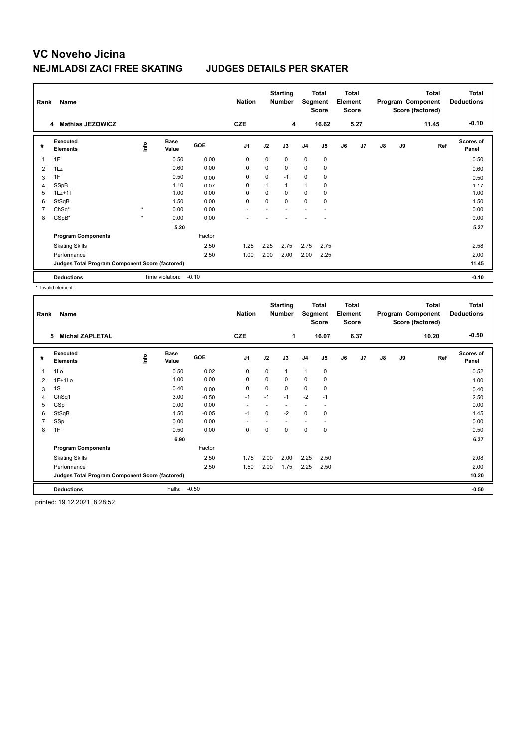# VC Noveho Jicina

## NEJMLADSI ZACI FREE SKATING JUDGES DETAILS PER SKATER

| Rank | Name | Nation | Starting Number | Total Segment Score | Total Element Score | Total Program Component Score (factored) | Total Deductions |
|---|---|---|---|---|---|---|---|
| 4 | Mathias JEZOWICZ | CZE | 4 | 16.62 | 5.27 | 11.45 | -0.10 |

| # | Executed Elements | Info | Base Value | GOE | J1 | J2 | J3 | J4 | J5 | J6 | J7 | J8 | J9 | Ref | Scores of Panel |
|---|---|---|---|---|---|---|---|---|---|---|---|---|---|---|---|
| 1 | 1F | | 0.50 | 0.00 | 0 | 0 | 0 | 0 | 0 | | | | | | 0.50 |
| 2 | 1Lz | | 0.60 | 0.00 | 0 | 0 | 0 | 0 | 0 | | | | | | 0.60 |
| 3 | 1F | | 0.50 | 0.00 | 0 | 0 | -1 | 0 | 0 | | | | | | 0.50 |
| 4 | SSpB | | 1.10 | 0.07 | 0 | 1 | 1 | 1 | 0 | | | | | | 1.17 |
| 5 | 1Lz+1T | | 1.00 | 0.00 | 0 | 0 | 0 | 0 | 0 | | | | | | 1.00 |
| 6 | StSqB | | 1.50 | 0.00 | 0 | 0 | 0 | 0 | 0 | | | | | | 1.50 |
| 7 | ChSq* | * | 0.00 | 0.00 | - | - | - | - | - | | | | | | 0.00 |
| 8 | CSpB* | * | 0.00 | 0.00 | - | - | - | - | - | | | | | | 0.00 |
| | | | 5.20 | | | | | | | | | | | | 5.27 |
| | Program Components | | | Factor | | | | | | | | | | | |
| | Skating Skills | | | 2.50 | 1.25 | 2.25 | 2.75 | 2.75 | 2.75 | | | | | | 2.58 |
| | Performance | | | 2.50 | 1.00 | 2.00 | 2.00 | 2.00 | 2.25 | | | | | | 2.00 |
| | Judges Total Program Component Score (factored) | | | | | | | | | | | | | | 11.45 |
| | Deductions | | Time violation: | -0.10 | | | | | | | | | | | -0.10 |

\* Invalid element

| Rank | Name | Nation | Starting Number | Total Segment Score | Total Element Score | Total Program Component Score (factored) | Total Deductions |
|---|---|---|---|---|---|---|---|
| 5 | Michal ZAPLETAL | CZE | 1 | 16.07 | 6.37 | 10.20 | -0.50 |

| # | Executed Elements | Info | Base Value | GOE | J1 | J2 | J3 | J4 | J5 | J6 | J7 | J8 | J9 | Ref | Scores of Panel |
|---|---|---|---|---|---|---|---|---|---|---|---|---|---|---|---|
| 1 | 1Lo | | 0.50 | 0.02 | 0 | 0 | 1 | 1 | 0 | | | | | | 0.52 |
| 2 | 1F+1Lo | | 1.00 | 0.00 | 0 | 0 | 0 | 0 | 0 | | | | | | 1.00 |
| 3 | 1S | | 0.40 | 0.00 | 0 | 0 | 0 | 0 | 0 | | | | | | 0.40 |
| 4 | ChSq1 | | 3.00 | -0.50 | -1 | -1 | -1 | -2 | -1 | | | | | | 2.50 |
| 5 | CSp | | 0.00 | 0.00 | - | - | - | - | - | | | | | | 0.00 |
| 6 | StSqB | | 1.50 | -0.05 | -1 | 0 | -2 | 0 | 0 | | | | | | 1.45 |
| 7 | SSp | | 0.00 | 0.00 | - | - | - | - | - | | | | | | 0.00 |
| 8 | 1F | | 0.50 | 0.00 | 0 | 0 | 0 | 0 | 0 | | | | | | 0.50 |
| | | | 6.90 | | | | | | | | | | | | 6.37 |
| | Program Components | | | Factor | | | | | | | | | | | |
| | Skating Skills | | | 2.50 | 1.75 | 2.00 | 2.00 | 2.25 | 2.50 | | | | | | 2.08 |
| | Performance | | | 2.50 | 1.50 | 2.00 | 1.75 | 2.25 | 2.50 | | | | | | 2.00 |
| | Judges Total Program Component Score (factored) | | | | | | | | | | | | | | 10.20 |
| | Deductions | | Falls: | -0.50 | | | | | | | | | | | -0.50 |

printed: 19.12.2021 8:28:52